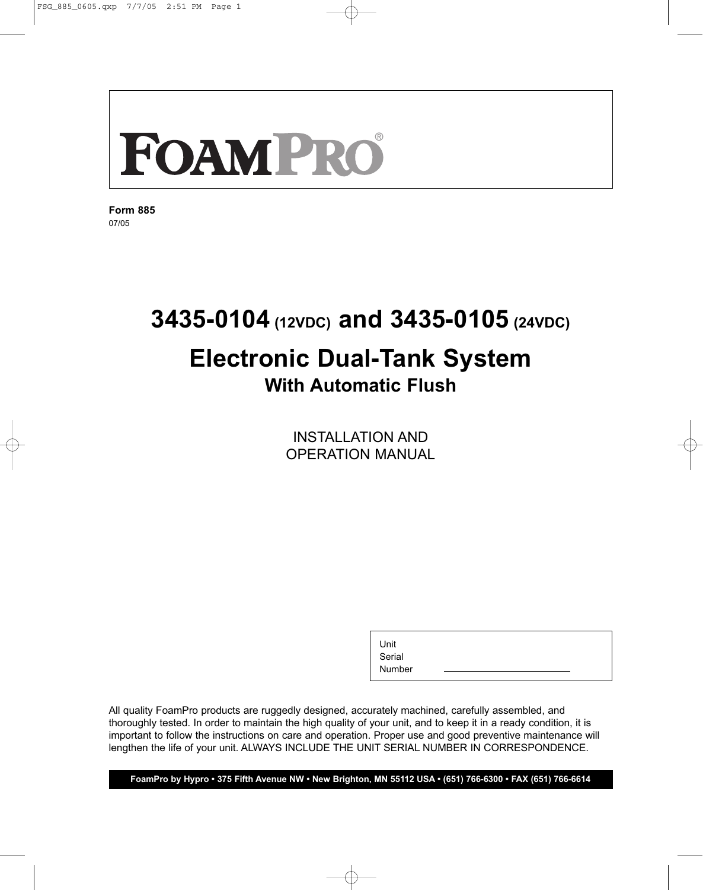# FoamPro®

**Form 885**
07/05

# 3435-0104 (12VDC) and 3435-0105 (24VDC)

# Electronic Dual-Tank System

## With Automatic Flush

INSTALLATION AND
OPERATION MANUAL

| Unit Serial Number | ____________________ |
|---|---|

All quality FoamPro products are ruggedly designed, accurately machined, carefully assembled, and thoroughly tested. In order to maintain the high quality of your unit, and to keep it in a ready condition, it is important to follow the instructions on care and operation. Proper use and good preventive maintenance will lengthen the life of your unit. ALWAYS INCLUDE THE UNIT SERIAL NUMBER IN CORRESPONDENCE.

**FoamPro by Hypro • 375 Fifth Avenue NW • New Brighton, MN 55112 USA • (651) 766-6300 • FAX (651) 766-6614**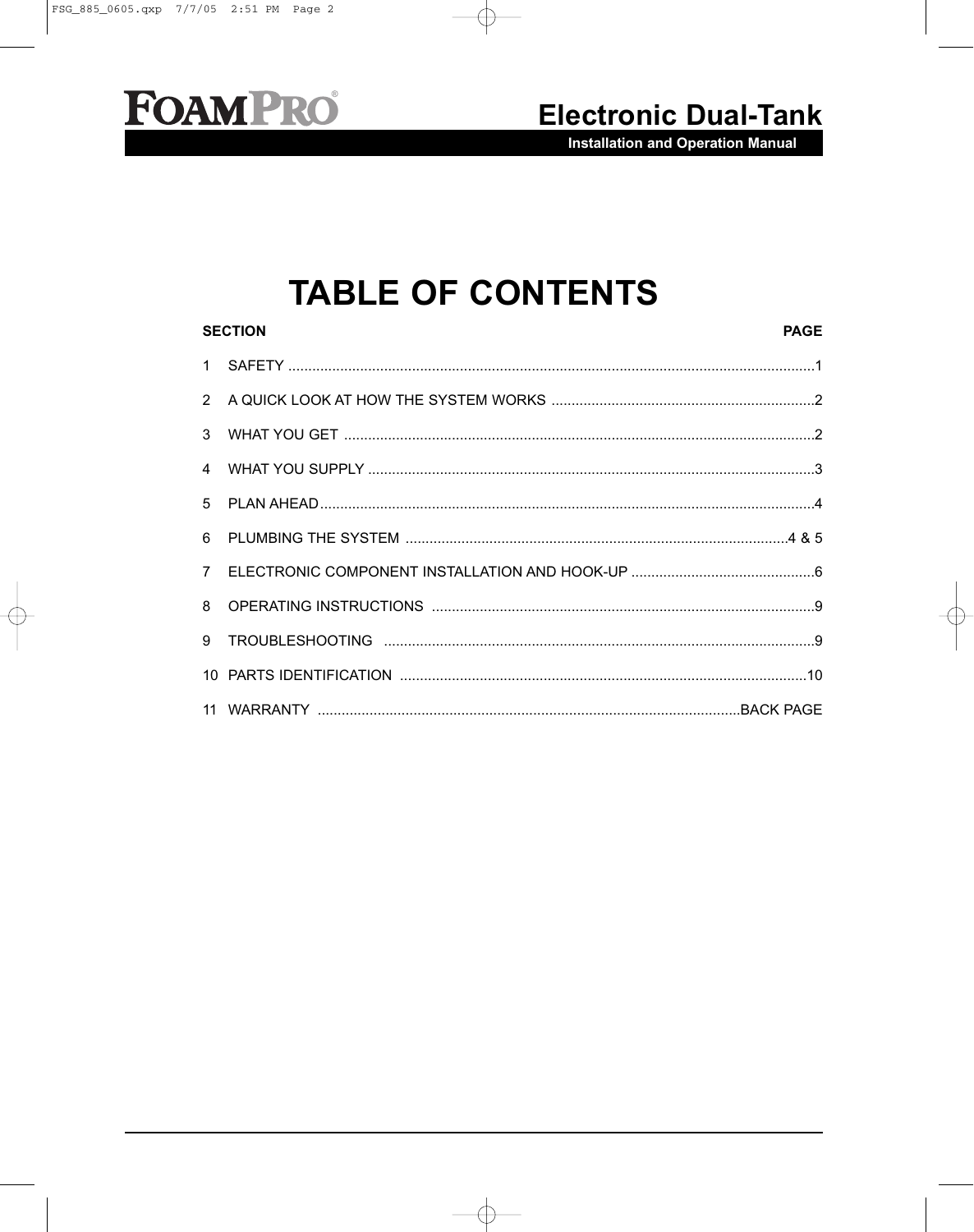# Electronic Dual-Tank

**Installation and Operation Manual**

## TABLE OF CONTENTS

| SECTION | | PAGE |
|---|---|---|
| 1 | SAFETY | 1 |
| 2 | A QUICK LOOK AT HOW THE SYSTEM WORKS | 2 |
| 3 | WHAT YOU GET | 2 |
| 4 | WHAT YOU SUPPLY | 3 |
| 5 | PLAN AHEAD | 4 |
| 6 | PLUMBING THE SYSTEM | 4 & 5 |
| 7 | ELECTRONIC COMPONENT INSTALLATION AND HOOK-UP | 6 |
| 8 | OPERATING INSTRUCTIONS | 9 |
| 9 | TROUBLESHOOTING | 9 |
| 10 | PARTS IDENTIFICATION | 10 |
| 11 | WARRANTY | BACK PAGE |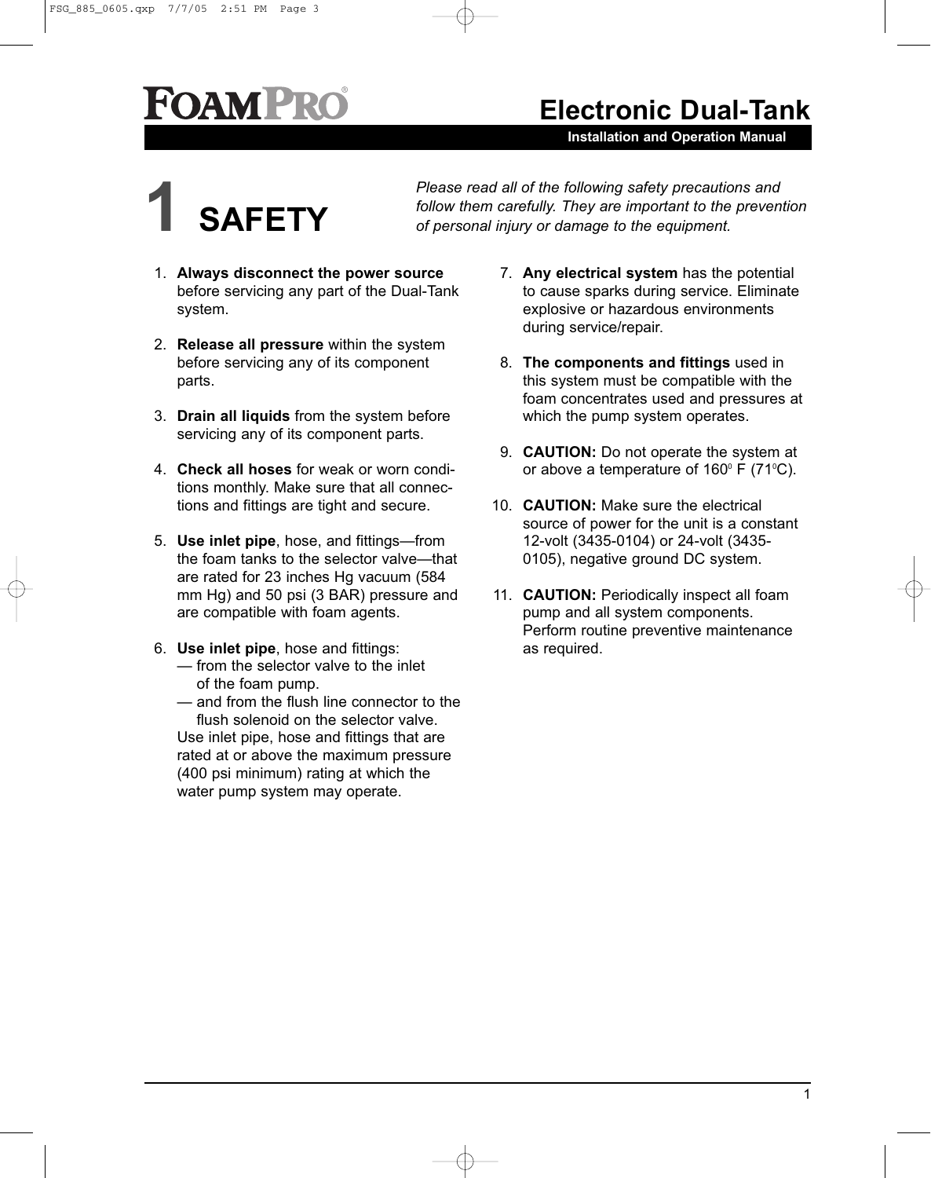# 1 SAFETY

*Please read all of the following safety precautions and follow them carefully. They are important to the prevention of personal injury or damage to the equipment.*

1. **Always disconnect the power source** before servicing any part of the Dual-Tank system.

2. **Release all pressure** within the system before servicing any of its component parts.

3. **Drain all liquids** from the system before servicing any of its component parts.

4. **Check all hoses** for weak or worn conditions monthly. Make sure that all connections and fittings are tight and secure.

5. **Use inlet pipe**, hose, and fittings—from the foam tanks to the selector valve—that are rated for 23 inches Hg vacuum (584 mm Hg) and 50 psi (3 BAR) pressure and are compatible with foam agents.

6. **Use inlet pipe**, hose and fittings:
   — from the selector valve to the inlet of the foam pump.
   — and from the flush line connector to the flush solenoid on the selector valve.
   Use inlet pipe, hose and fittings that are rated at or above the maximum pressure (400 psi minimum) rating at which the water pump system may operate.

7. **Any electrical system** has the potential to cause sparks during service. Eliminate explosive or hazardous environments during service/repair.

8. **The components and fittings** used in this system must be compatible with the foam concentrates used and pressures at which the pump system operates.

9. **CAUTION:** Do not operate the system at or above a temperature of 160° F (71°C).

10. **CAUTION:** Make sure the electrical source of power for the unit is a constant 12-volt (3435-0104) or 24-volt (3435-0105), negative ground DC system.

11. **CAUTION:** Periodically inspect all foam pump and all system components. Perform routine preventive maintenance as required.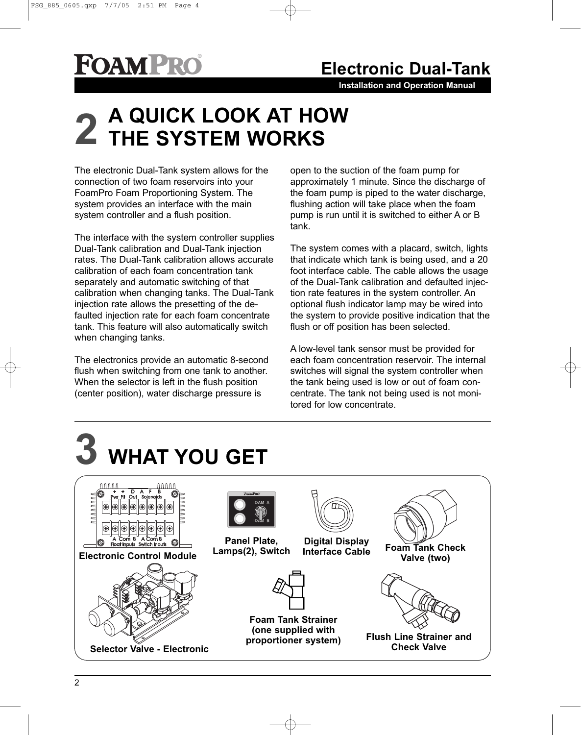## 2 A QUICK LOOK AT HOW THE SYSTEM WORKS

The electronic Dual-Tank system allows for the connection of two foam reservoirs into your FoamPro Foam Proportioning System. The system provides an interface with the main system controller and a flush position.

The interface with the system controller supplies Dual-Tank calibration and Dual-Tank injection rates. The Dual-Tank calibration allows accurate calibration of each foam concentration tank separately and automatic switching of that calibration when changing tanks. The Dual-Tank injection rate allows the presetting of the defaulted injection rate for each foam concentrate tank. This feature will also automatically switch when changing tanks.

The electronics provide an automatic 8-second flush when switching from one tank to another. When the selector is left in the flush position (center position), water discharge pressure is open to the suction of the foam pump for approximately 1 minute. Since the discharge of the foam pump is piped to the water discharge, flushing action will take place when the foam pump is run until it is switched to either A or B tank.

The system comes with a placard, switch, lights that indicate which tank is being used, and a 20 foot interface cable. The cable allows the usage of the Dual-Tank calibration and defaulted injection rate features in the system controller. An optional flush indicator lamp may be wired into the system to provide positive indication that the flush or off position has been selected.

A low-level tank sensor must be provided for each foam concentration reservoir. The internal switches will signal the system controller when the tank being used is low or out of foam concentrate. The tank not being used is not monitored for low concentrate.

## 3 WHAT YOU GET

Electronic Control Module

Panel Plate, Lamps(2), Switch

Digital Display Interface Cable

Foam Tank Check Valve (two)

Selector Valve - Electronic

Foam Tank Strainer (one supplied with proportioner system)

Flush Line Strainer and Check Valve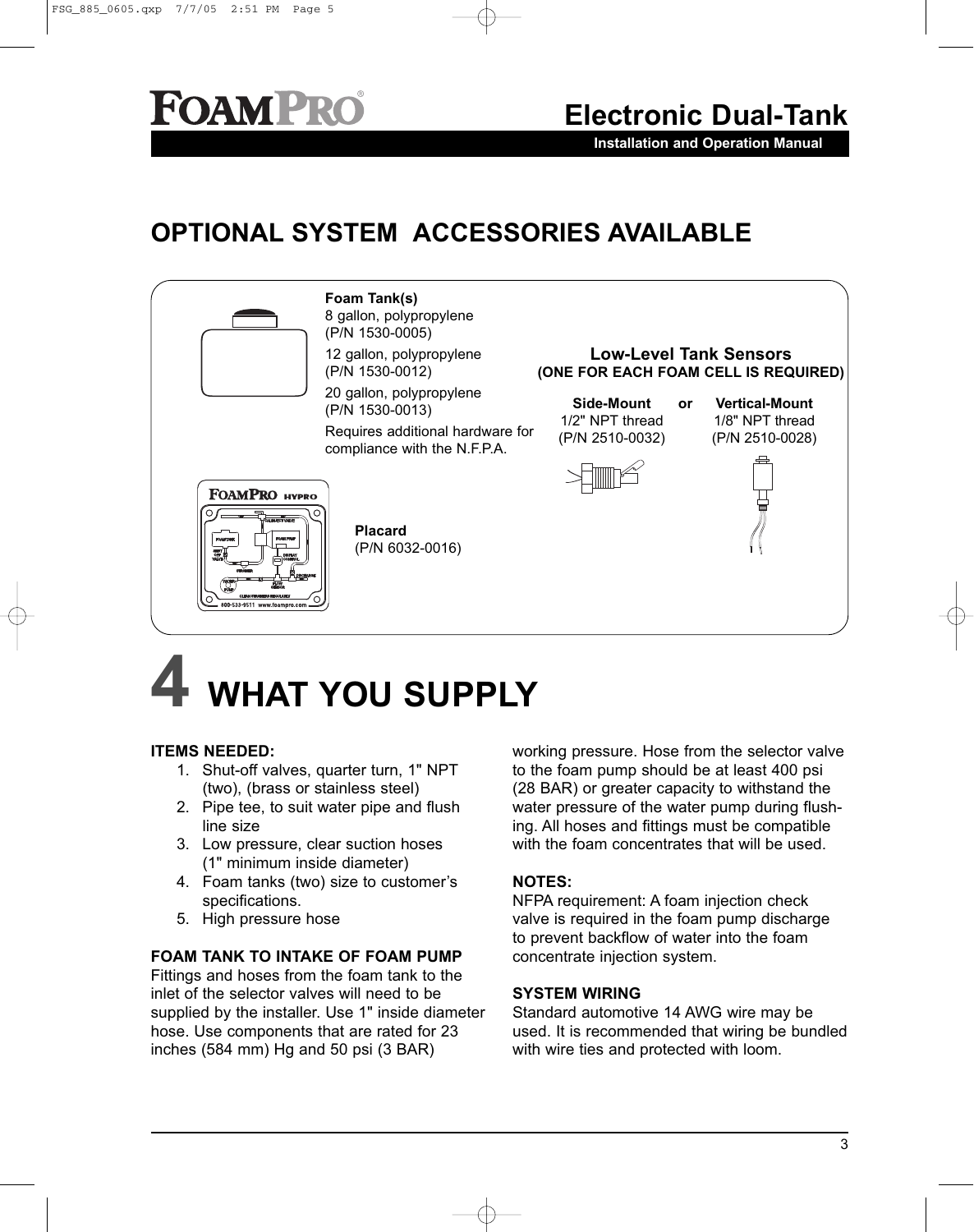## OPTIONAL SYSTEM ACCESSORIES AVAILABLE

**Foam Tank(s)**
8 gallon, polypropylene
(P/N 1530-0005)

12 gallon, polypropylene
(P/N 1530-0012)

20 gallon, polypropylene
(P/N 1530-0013)

Requires additional hardware for compliance with the N.F.P.A.

**Low-Level Tank Sensors**
**(ONE FOR EACH FOAM CELL IS REQUIRED)**

**Side-Mount** or **Vertical-Mount**

Side-Mount: 1/2" NPT thread (P/N 2510-0032)

Vertical-Mount: 1/8" NPT thread (P/N 2510-0028)

**Placard**
(P/N 6032-0016)

# 4 WHAT YOU SUPPLY

**ITEMS NEEDED:**

1. Shut-off valves, quarter turn, 1" NPT (two), (brass or stainless steel)
2. Pipe tee, to suit water pipe and flush line size
3. Low pressure, clear suction hoses (1" minimum inside diameter)
4. Foam tanks (two) size to customer's specifications.
5. High pressure hose

**FOAM TANK TO INTAKE OF FOAM PUMP**

Fittings and hoses from the foam tank to the inlet of the selector valves will need to be supplied by the installer. Use 1" inside diameter hose. Use components that are rated for 23 inches (584 mm) Hg and 50 psi (3 BAR) working pressure. Hose from the selector valve to the foam pump should be at least 400 psi (28 BAR) or greater capacity to withstand the water pressure of the water pump during flushing. All hoses and fittings must be compatible with the foam concentrates that will be used.

**NOTES:**

NFPA requirement: A foam injection check valve is required in the foam pump discharge to prevent backflow of water into the foam concentrate injection system.

**SYSTEM WIRING**

Standard automotive 14 AWG wire may be used. It is recommended that wiring be bundled with wire ties and protected with loom.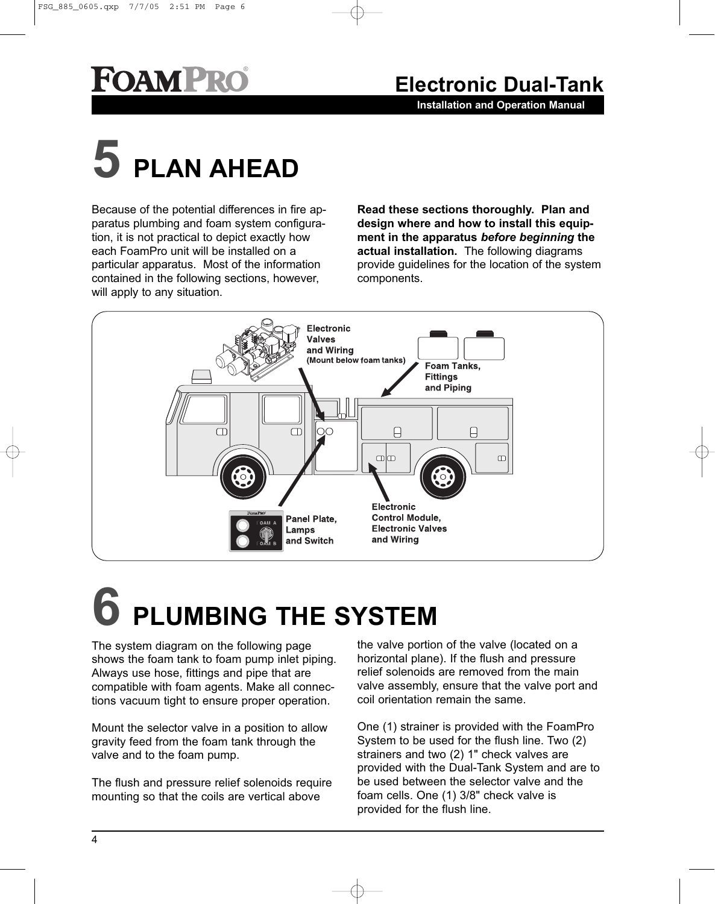# 5 PLAN AHEAD

Because of the potential differences in fire apparatus plumbing and foam system configuration, it is not practical to depict exactly how each FoamPro unit will be installed on a particular apparatus. Most of the information contained in the following sections, however, will apply to any situation.

**Read these sections thoroughly. Plan and design where and how to install this equipment in the apparatus *before beginning* the actual installation.** The following diagrams provide guidelines for the location of the system components.

Electronic Valves and Wiring (Mount below foam tanks)

Foam Tanks, Fittings and Piping

Panel Plate, Lamps and Switch

Electronic Control Module, Electronic Valves and Wiring

# 6 PLUMBING THE SYSTEM

The system diagram on the following page shows the foam tank to foam pump inlet piping. Always use hose, fittings and pipe that are compatible with foam agents. Make all connections vacuum tight to ensure proper operation.

Mount the selector valve in a position to allow gravity feed from the foam tank through the valve and to the foam pump.

The flush and pressure relief solenoids require mounting so that the coils are vertical above the valve portion of the valve (located on a horizontal plane). If the flush and pressure relief solenoids are removed from the main valve assembly, ensure that the valve port and coil orientation remain the same.

One (1) strainer is provided with the FoamPro System to be used for the flush line. Two (2) strainers and two (2) 1" check valves are provided with the Dual-Tank System and are to be used between the selector valve and the foam cells. One (1) 3/8" check valve is provided for the flush line.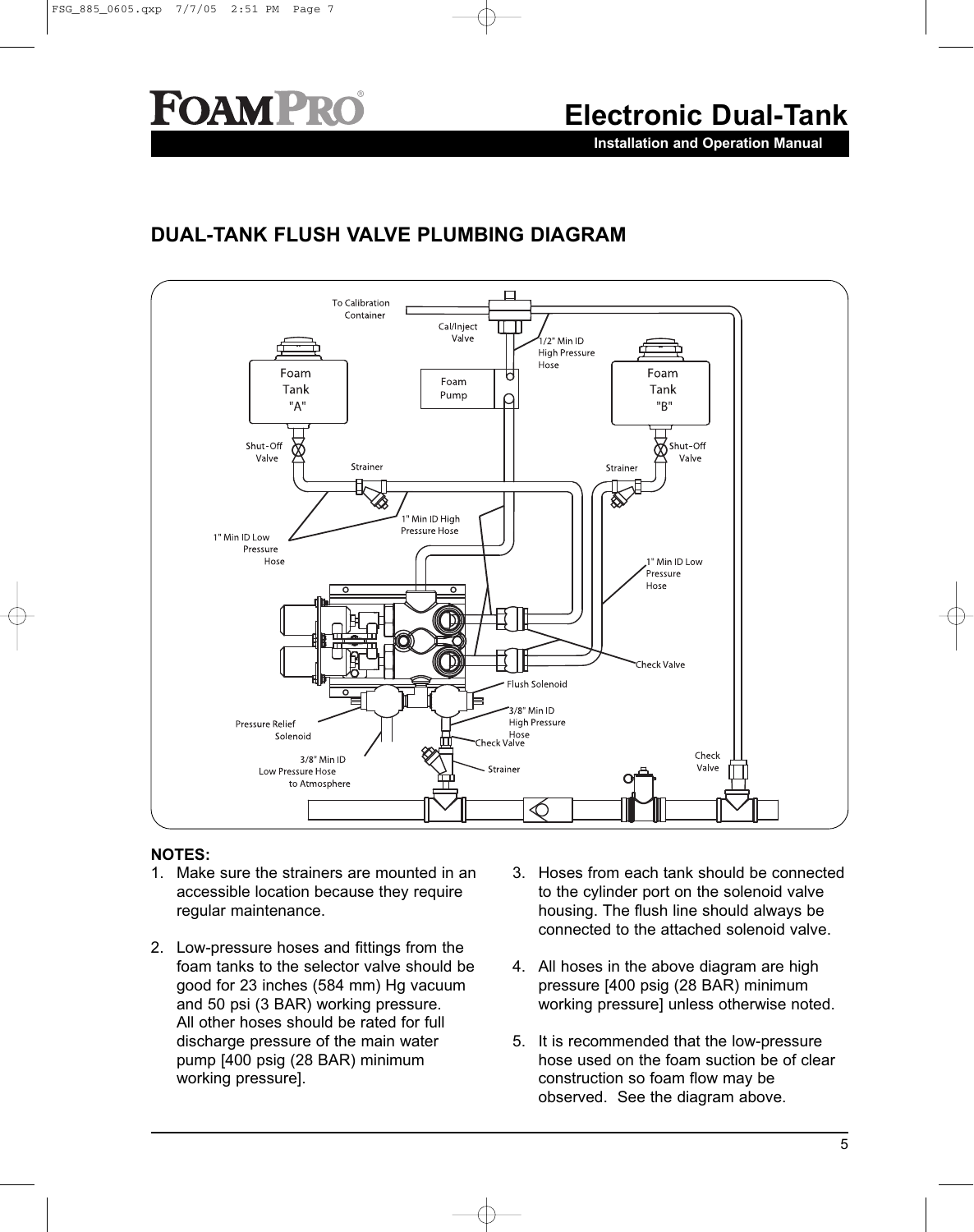## DUAL-TANK FLUSH VALVE PLUMBING DIAGRAM

**NOTES:**

1. Make sure the strainers are mounted in an accessible location because they require regular maintenance.

2. Low-pressure hoses and fittings from the foam tanks to the selector valve should be good for 23 inches (584 mm) Hg vacuum and 50 psi (3 BAR) working pressure. All other hoses should be rated for full discharge pressure of the main water pump [400 psig (28 BAR) minimum working pressure].

3. Hoses from each tank should be connected to the cylinder port on the solenoid valve housing. The flush line should always be connected to the attached solenoid valve.

4. All hoses in the above diagram are high pressure [400 psig (28 BAR) minimum working pressure] unless otherwise noted.

5. It is recommended that the low-pressure hose used on the foam suction be of clear construction so foam flow may be observed. See the diagram above.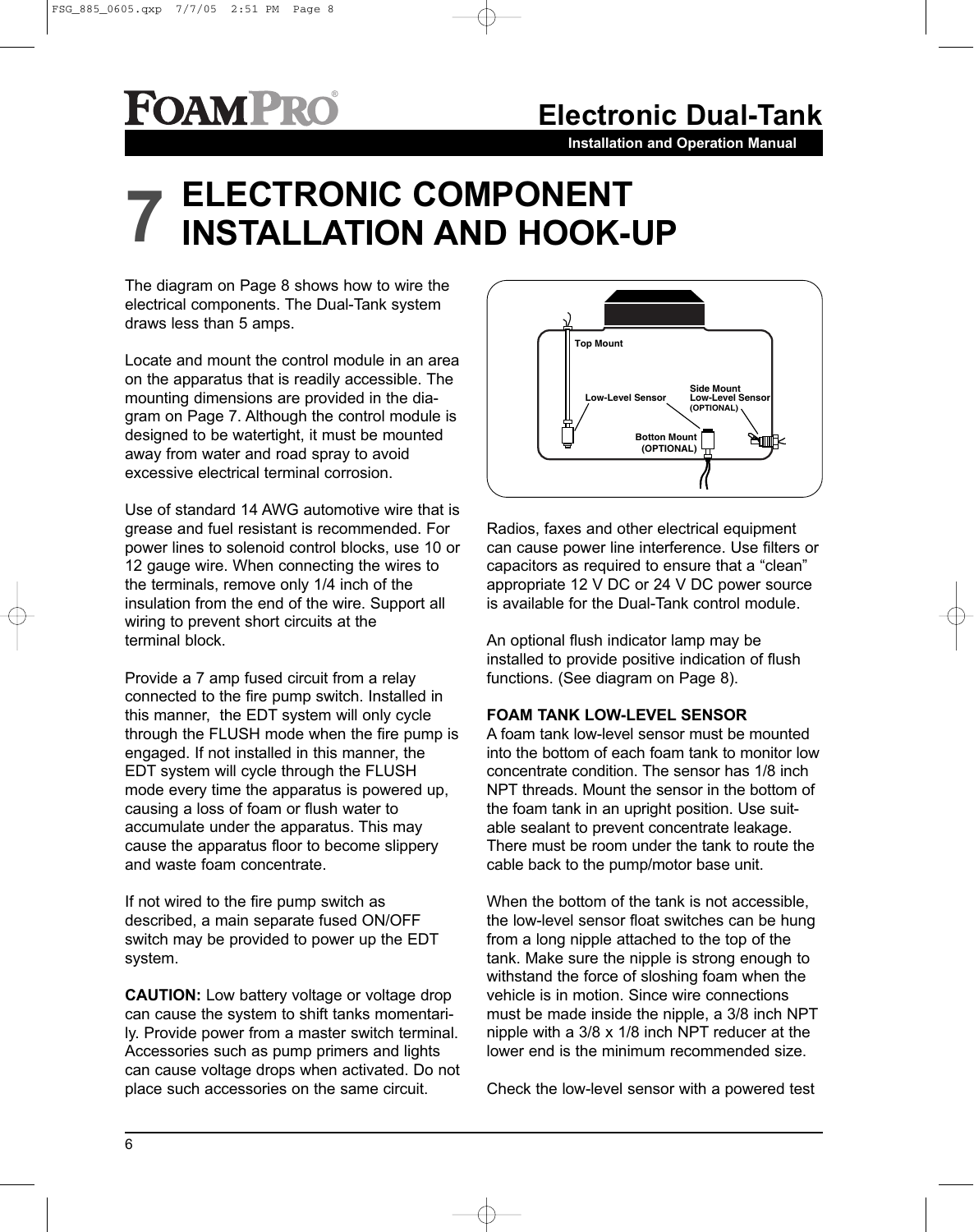# 7 ELECTRONIC COMPONENT INSTALLATION AND HOOK-UP

The diagram on Page 8 shows how to wire the electrical components. The Dual-Tank system draws less than 5 amps.

Locate and mount the control module in an area on the apparatus that is readily accessible. The mounting dimensions are provided in the diagram on Page 7. Although the control module is designed to be watertight, it must be mounted away from water and road spray to avoid excessive electrical terminal corrosion.

Use of standard 14 AWG automotive wire that is grease and fuel resistant is recommended. For power lines to solenoid control blocks, use 10 or 12 gauge wire. When connecting the wires to the terminals, remove only 1/4 inch of the insulation from the end of the wire. Support all wiring to prevent short circuits at the terminal block.

Provide a 7 amp fused circuit from a relay connected to the fire pump switch. Installed in this manner, the EDT system will only cycle through the FLUSH mode when the fire pump is engaged. If not installed in this manner, the EDT system will cycle through the FLUSH mode every time the apparatus is powered up, causing a loss of foam or flush water to accumulate under the apparatus. This may cause the apparatus floor to become slippery and waste foam concentrate.

If not wired to the fire pump switch as described, a main separate fused ON/OFF switch may be provided to power up the EDT system.

**CAUTION:** Low battery voltage or voltage drop can cause the system to shift tanks momentarily. Provide power from a master switch terminal. Accessories such as pump primers and lights can cause voltage drops when activated. Do not place such accessories on the same circuit.

Top Mount
Low-Level Sensor
Side Mount Low-Level Sensor (OPTIONAL)
Botton Mount (OPTIONAL)

Radios, faxes and other electrical equipment can cause power line interference. Use filters or capacitors as required to ensure that a "clean" appropriate 12 V DC or 24 V DC power source is available for the Dual-Tank control module.

An optional flush indicator lamp may be installed to provide positive indication of flush functions. (See diagram on Page 8).

**FOAM TANK LOW-LEVEL SENSOR**

A foam tank low-level sensor must be mounted into the bottom of each foam tank to monitor low concentrate condition. The sensor has 1/8 inch NPT threads. Mount the sensor in the bottom of the foam tank in an upright position. Use suitable sealant to prevent concentrate leakage. There must be room under the tank to route the cable back to the pump/motor base unit.

When the bottom of the tank is not accessible, the low-level sensor float switches can be hung from a long nipple attached to the top of the tank. Make sure the nipple is strong enough to withstand the force of sloshing foam when the vehicle is in motion. Since wire connections must be made inside the nipple, a 3/8 inch NPT nipple with a 3/8 x 1/8 inch NPT reducer at the lower end is the minimum recommended size.

Check the low-level sensor with a powered test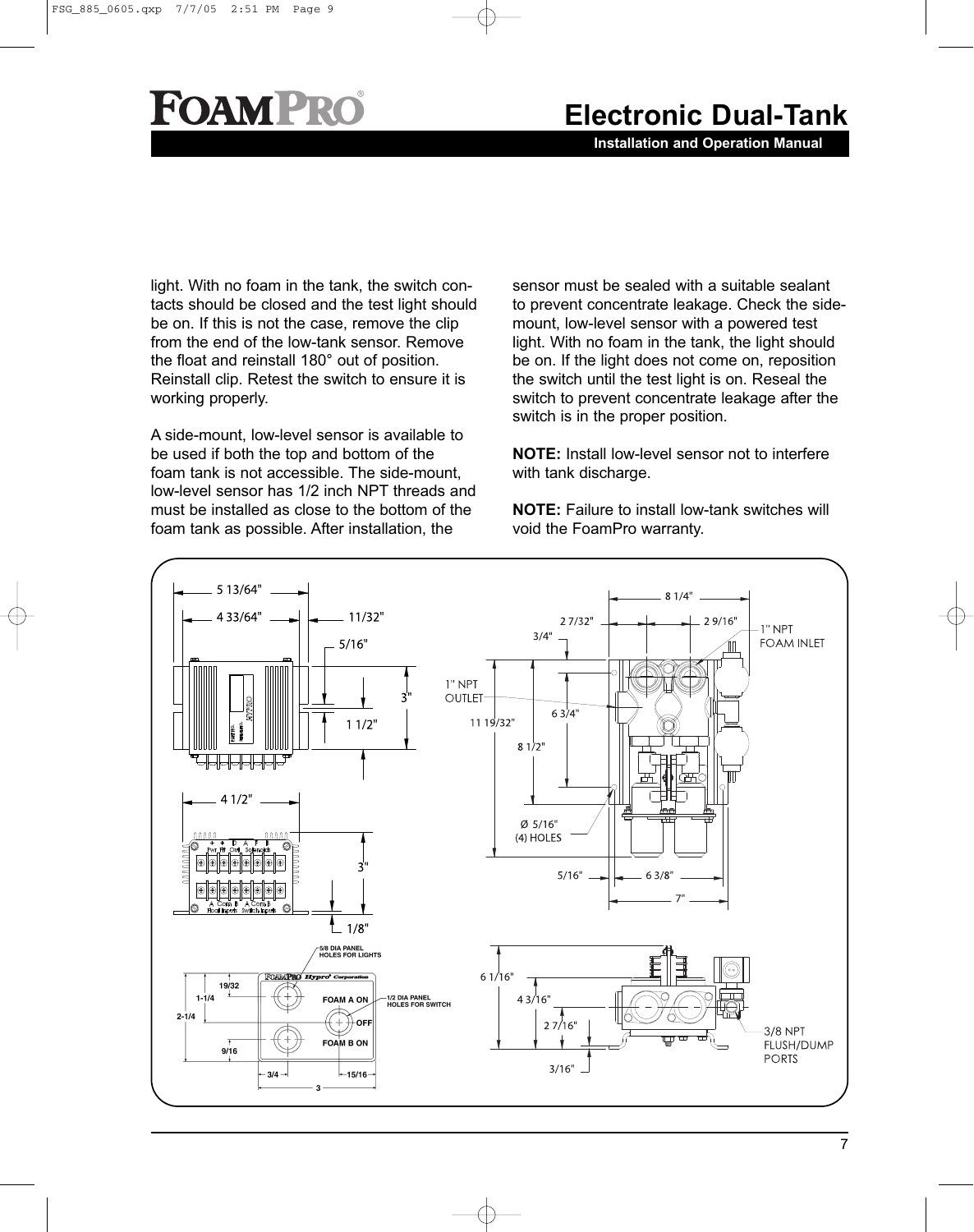light. With no foam in the tank, the switch contacts should be closed and the test light should be on. If this is not the case, remove the clip from the end of the low-tank sensor. Remove the float and reinstall 180° out of position. Reinstall clip. Retest the switch to ensure it is working properly.

A side-mount, low-level sensor is available to be used if both the top and bottom of the foam tank is not accessible. The side-mount, low-level sensor has 1/2 inch NPT threads and must be installed as close to the bottom of the foam tank as possible. After installation, the sensor must be sealed with a suitable sealant to prevent concentrate leakage. Check the side-mount, low-level sensor with a powered test light. With no foam in the tank, the light should be on. If the light does not come on, reposition the switch until the test light is on. Reseal the switch to prevent concentrate leakage after the switch is in the proper position.

**NOTE:** Install low-level sensor not to interfere with tank discharge.

**NOTE:** Failure to install low-tank switches will void the FoamPro warranty.

5 13/64"
4 33/64"
11/32"
5/16"
3"
1 1/2"
4 1/2"
3"
1/8"

5/8 DIA PANEL HOLES FOR LIGHTS
1/2 DIA PANEL HOLES FOR SWITCH
FOAM A ON
OFF
FOAM B ON
19/32
1-1/4
2-1/4
9/16
3/4
15/16
3

8 1/4"
2 7/32"
2 9/16"
3/4"
1" NPT FOAM INLET
1" NPT OUTLET
6 3/4"
11 19/32"
8 1/2"
Ø 5/16" (4) HOLES
5/16"
6 3/8"
7"

6 1/16"
4 3/16"
2 7/16"
3/16"
3/8 NPT FLUSH/DUMP PORTS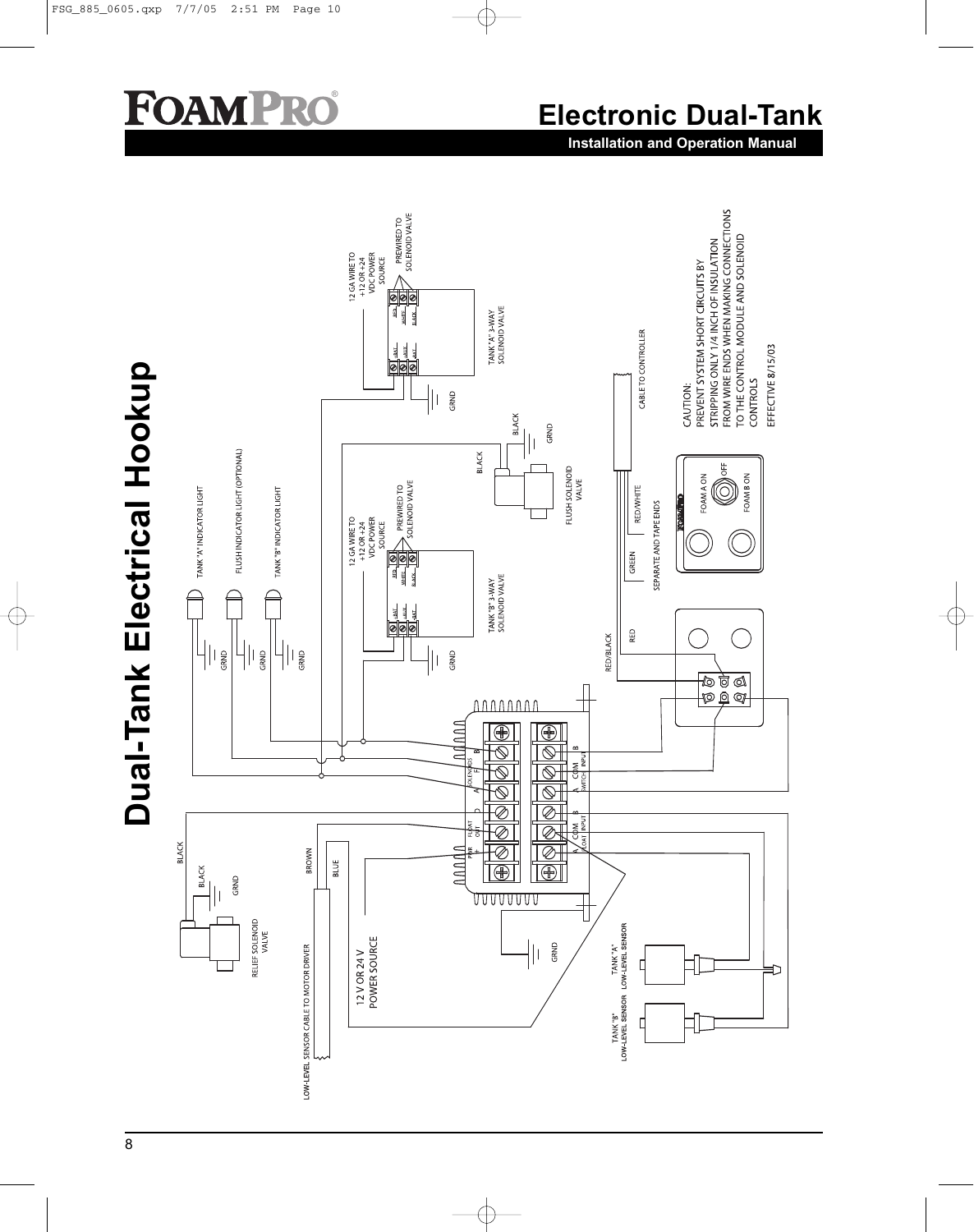# FOAMPRO®

## Electronic Dual-Tank

**Installation and Operation Manual**

# Dual-Tank Electrical Hookup

TANK "A" INDICATOR LIGHT

FLUSH INDICATOR LIGHT (OPTIONAL)

TANK "B" INDICATOR LIGHT

GRND

GRND

GRND

12 GA WIRE TO +12 OR +24 VDC POWER SOURCE

PREWIRED TO SOLENOID VALVE

TANK "A" 3-WAY SOLENOID VALVE

GRND

12 GA WIRE TO +12 OR +24 VDC POWER SOURCE

PREWIRED TO SOLENOID VALVE

TANK "B" 3-WAY SOLENOID VALVE

GRND

BLACK

BLACK

GRND

FLUSH SOLENOID VALVE

CABLE TO CONTROLLER

RED/WHITE

GREEN

SEPARATE AND TAPE ENDS

RED

RED/BLACK

FOAM A ON

OFF

FOAM B ON

CAUTION:
PREVENT SYSTEM SHORT CIRCUITS BY STRIPPING ONLY 1/4 INCH OF INSULATION FROM WIRE ENDS WHEN MAKING CONNECTIONS TO THE CONTROL MODULE AND SOLENOID CONTROLS

EFFECTIVE 8/15/03

BLACK

BLACK

GRND

RELIEF SOLENOID VALVE

BROWN

BLUE

LOW-LEVEL SENSOR CABLE TO MOTOR DRIVER

12 V OR 24 V POWER SOURCE

GRND

PWR + | FLOAT OUT | A | F | B (SOLENOIDS)

A | COM | B (FLOAT INPUT) | A | COM | B (SWITCH INPUT)

TANK "A" LOW-LEVEL SENSOR

TANK "B" LOW-LEVEL SENSOR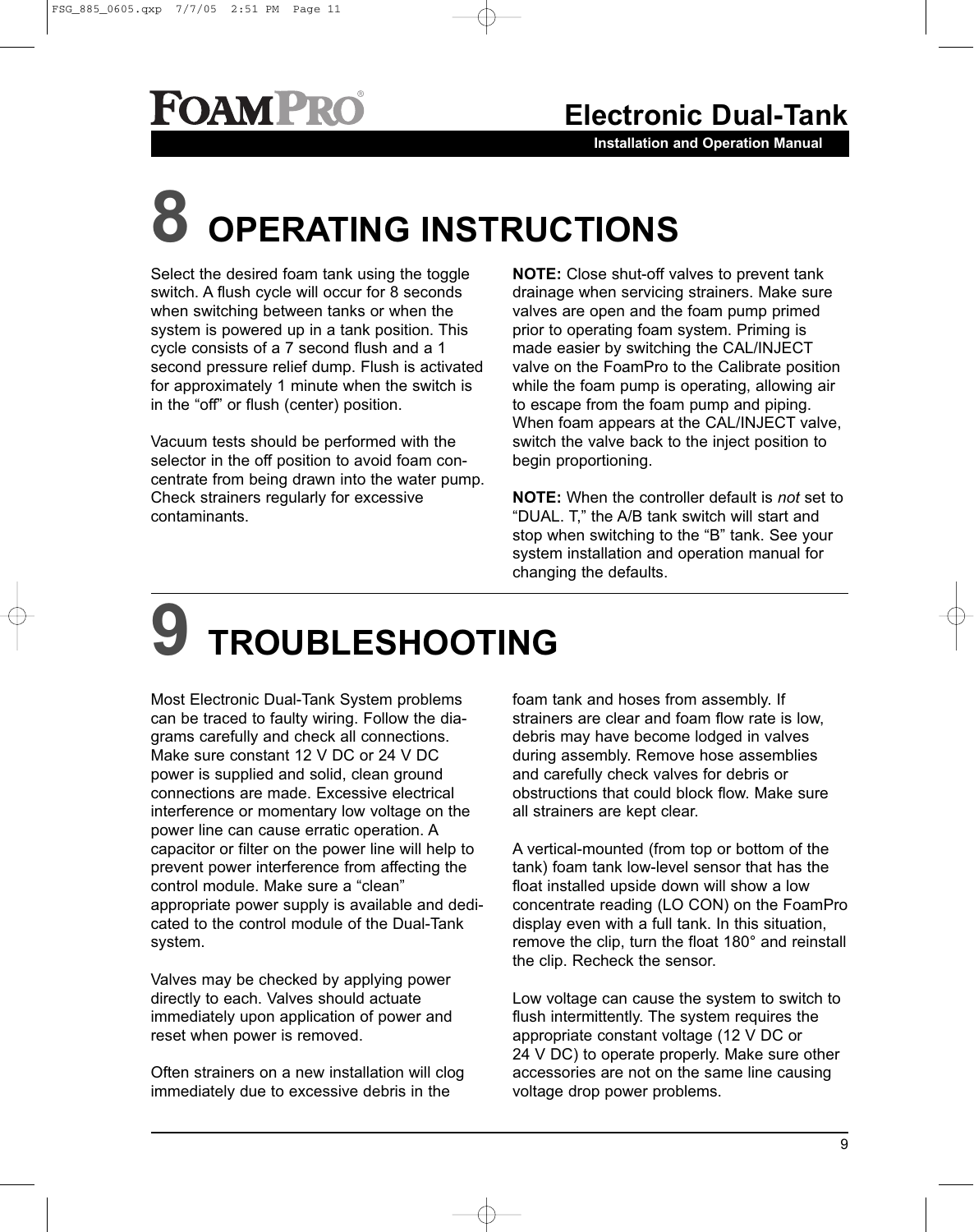# 8 OPERATING INSTRUCTIONS

Select the desired foam tank using the toggle switch. A flush cycle will occur for 8 seconds when switching between tanks or when the system is powered up in a tank position. This cycle consists of a 7 second flush and a 1 second pressure relief dump. Flush is activated for approximately 1 minute when the switch is in the "off" or flush (center) position.

Vacuum tests should be performed with the selector in the off position to avoid foam concentrate from being drawn into the water pump. Check strainers regularly for excessive contaminants.

**NOTE:** Close shut-off valves to prevent tank drainage when servicing strainers. Make sure valves are open and the foam pump primed prior to operating foam system. Priming is made easier by switching the CAL/INJECT valve on the FoamPro to the Calibrate position while the foam pump is operating, allowing air to escape from the foam pump and piping. When foam appears at the CAL/INJECT valve, switch the valve back to the inject position to begin proportioning.

**NOTE:** When the controller default is *not* set to "DUAL. T," the A/B tank switch will start and stop when switching to the "B" tank. See your system installation and operation manual for changing the defaults.

# 9 TROUBLESHOOTING

Most Electronic Dual-Tank System problems can be traced to faulty wiring. Follow the diagrams carefully and check all connections. Make sure constant 12 V DC or 24 V DC power is supplied and solid, clean ground connections are made. Excessive electrical interference or momentary low voltage on the power line can cause erratic operation. A capacitor or filter on the power line will help to prevent power interference from affecting the control module. Make sure a "clean" appropriate power supply is available and dedicated to the control module of the Dual-Tank system.

Valves may be checked by applying power directly to each. Valves should actuate immediately upon application of power and reset when power is removed.

Often strainers on a new installation will clog immediately due to excessive debris in the foam tank and hoses from assembly. If strainers are clear and foam flow rate is low, debris may have become lodged in valves during assembly. Remove hose assemblies and carefully check valves for debris or obstructions that could block flow. Make sure all strainers are kept clear.

A vertical-mounted (from top or bottom of the tank) foam tank low-level sensor that has the float installed upside down will show a low concentrate reading (LO CON) on the FoamPro display even with a full tank. In this situation, remove the clip, turn the float 180° and reinstall the clip. Recheck the sensor.

Low voltage can cause the system to switch to flush intermittently. The system requires the appropriate constant voltage (12 V DC or 24 V DC) to operate properly. Make sure other accessories are not on the same line causing voltage drop power problems.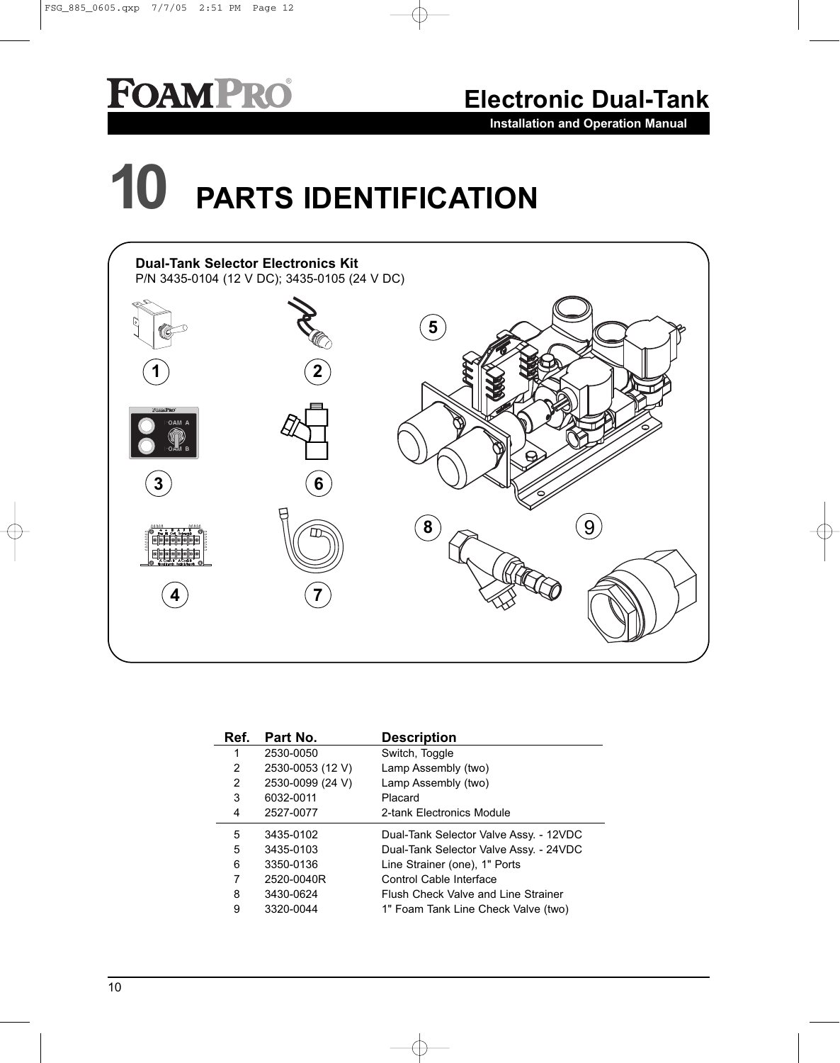# 10 PARTS IDENTIFICATION

**Dual-Tank Selector Electronics Kit**
P/N 3435-0104 (12 V DC); 3435-0105 (24 V DC)

| Ref. | Part No. | Description |
|---|---|---|
| 1 | 2530-0050 | Switch, Toggle |
| 2 | 2530-0053 (12 V) | Lamp Assembly (two) |
| 2 | 2530-0099 (24 V) | Lamp Assembly (two) |
| 3 | 6032-0011 | Placard |
| 4 | 2527-0077 | 2-tank Electronics Module |
| 5 | 3435-0102 | Dual-Tank Selector Valve Assy. - 12VDC |
| 5 | 3435-0103 | Dual-Tank Selector Valve Assy. - 24VDC |
| 6 | 3350-0136 | Line Strainer (one), 1" Ports |
| 7 | 2520-0040R | Control Cable Interface |
| 8 | 3430-0624 | Flush Check Valve and Line Strainer |
| 9 | 3320-0044 | 1" Foam Tank Line Check Valve (two) |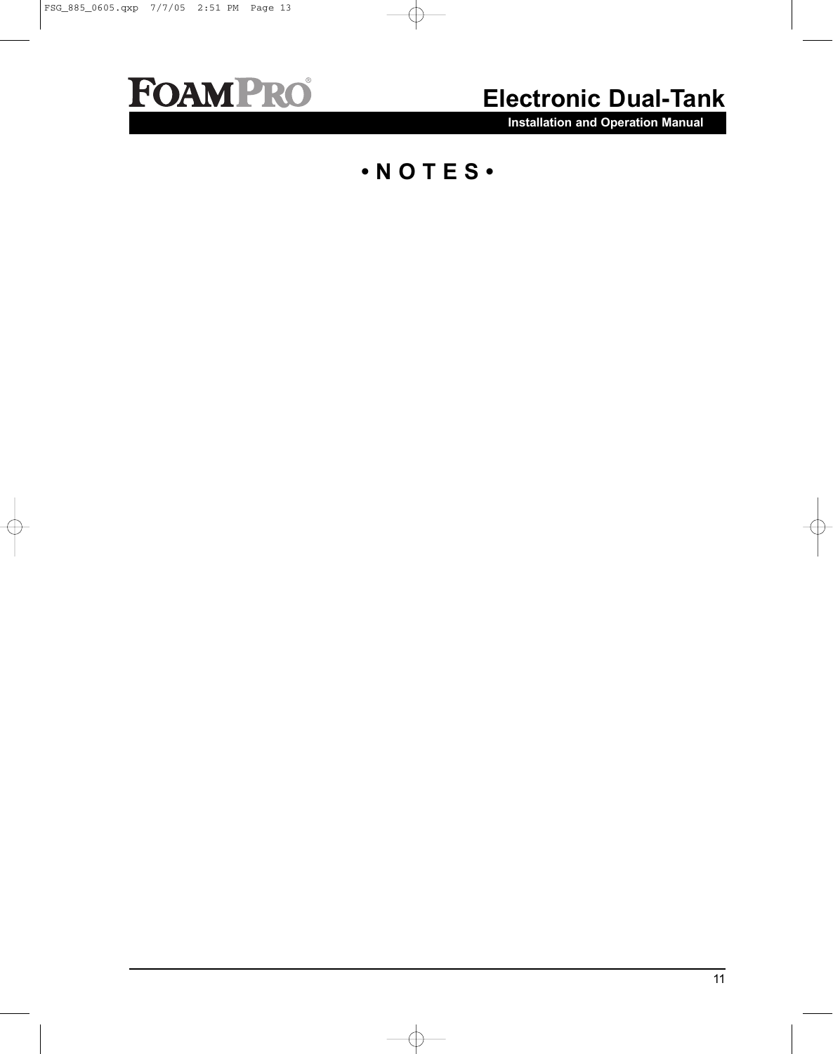# • N O T E S •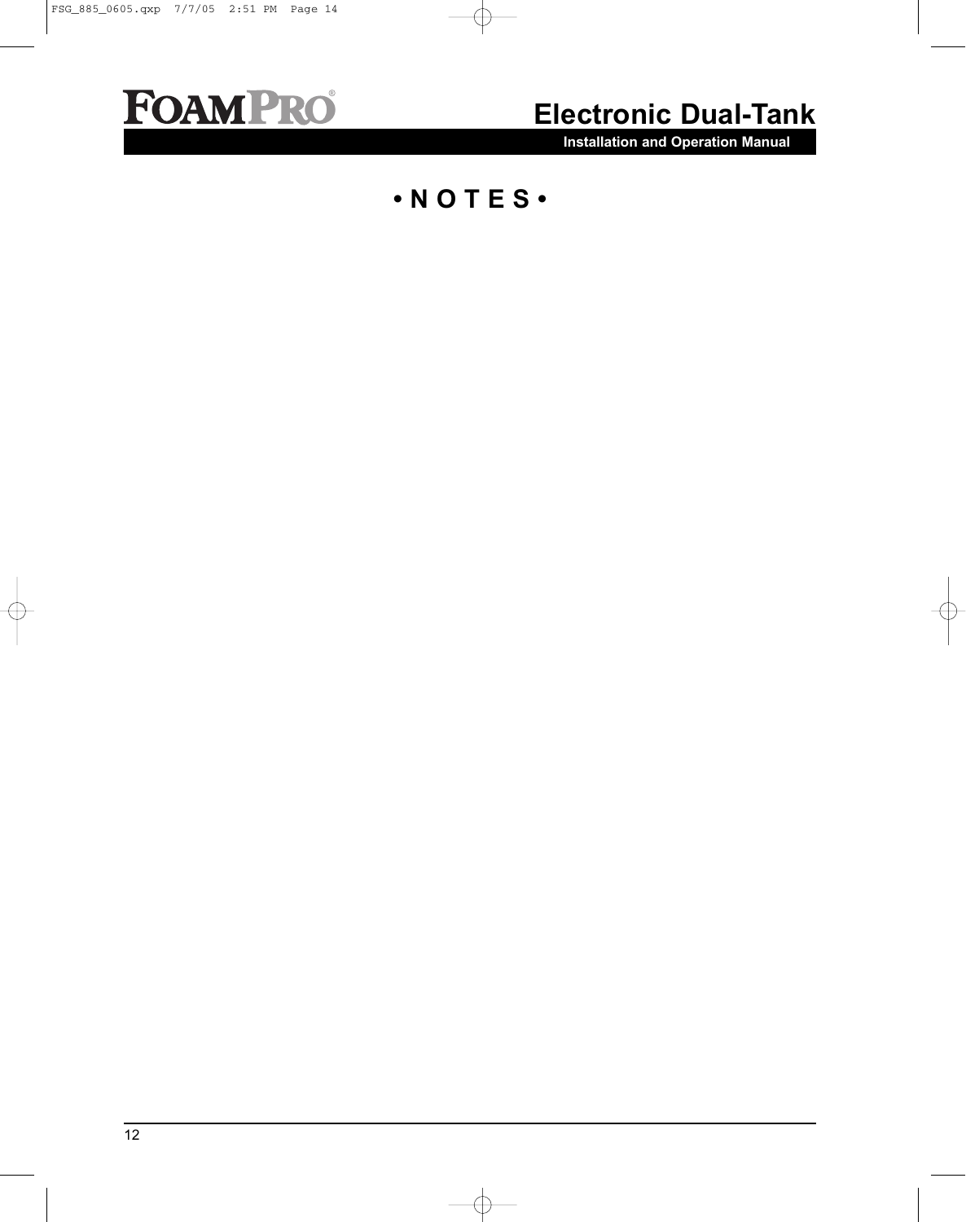# • N O T E S •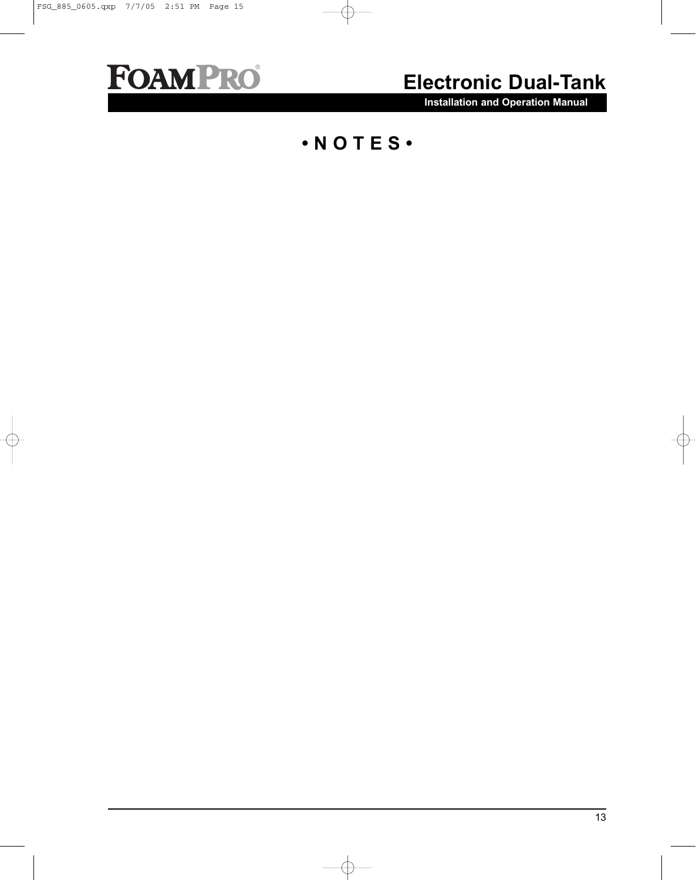# • N O T E S •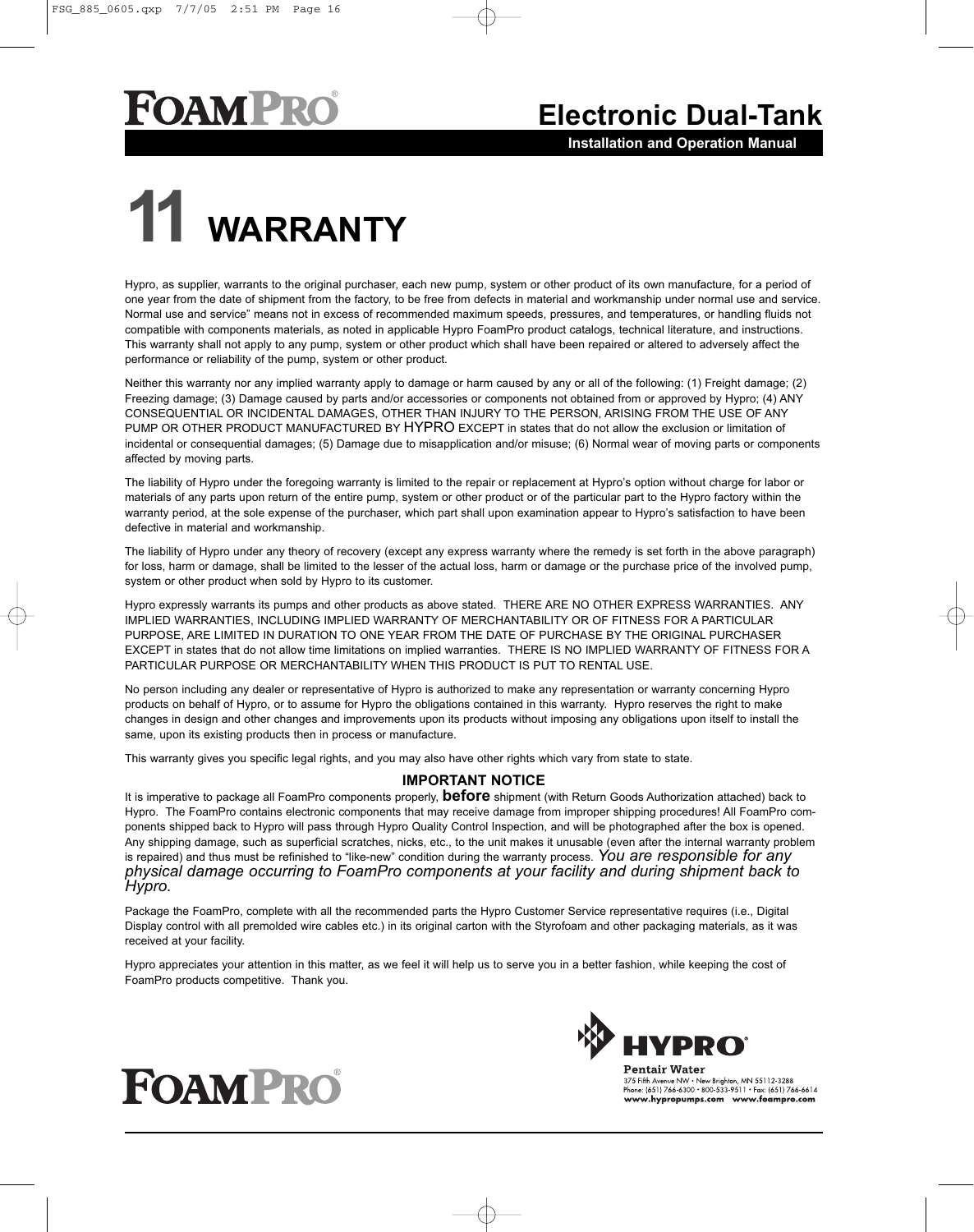# FOAMPRO®

## Electronic Dual-Tank

**Installation and Operation Manual**

# 11 WARRANTY

Hypro, as supplier, warrants to the original purchaser, each new pump, system or other product of its own manufacture, for a period of one year from the date of shipment from the factory, to be free from defects in material and workmanship under normal use and service. Normal use and service" means not in excess of recommended maximum speeds, pressures, and temperatures, or handling fluids not compatible with components materials, as noted in applicable Hypro FoamPro product catalogs, technical literature, and instructions. This warranty shall not apply to any pump, system or other product which shall have been repaired or altered to adversely affect the performance or reliability of the pump, system or other product.

Neither this warranty nor any implied warranty apply to damage or harm caused by any or all of the following: (1) Freight damage; (2) Freezing damage; (3) Damage caused by parts and/or accessories or components not obtained from or approved by Hypro; (4) ANY CONSEQUENTIAL OR INCIDENTAL DAMAGES, OTHER THAN INJURY TO THE PERSON, ARISING FROM THE USE OF ANY PUMP OR OTHER PRODUCT MANUFACTURED BY HYPRO EXCEPT in states that do not allow the exclusion or limitation of incidental or consequential damages; (5) Damage due to misapplication and/or misuse; (6) Normal wear of moving parts or components affected by moving parts.

The liability of Hypro under the foregoing warranty is limited to the repair or replacement at Hypro's option without charge for labor or materials of any parts upon return of the entire pump, system or other product or of the particular part to the Hypro factory within the warranty period, at the sole expense of the purchaser, which part shall upon examination appear to Hypro's satisfaction to have been defective in material and workmanship.

The liability of Hypro under any theory of recovery (except any express warranty where the remedy is set forth in the above paragraph) for loss, harm or damage, shall be limited to the lesser of the actual loss, harm or damage or the purchase price of the involved pump, system or other product when sold by Hypro to its customer.

Hypro expressly warrants its pumps and other products as above stated. THERE ARE NO OTHER EXPRESS WARRANTIES. ANY IMPLIED WARRANTIES, INCLUDING IMPLIED WARRANTY OF MERCHANTABILITY OR OF FITNESS FOR A PARTICULAR PURPOSE, ARE LIMITED IN DURATION TO ONE YEAR FROM THE DATE OF PURCHASE BY THE ORIGINAL PURCHASER EXCEPT in states that do not allow time limitations on implied warranties. THERE IS NO IMPLIED WARRANTY OF FITNESS FOR A PARTICULAR PURPOSE OR MERCHANTABILITY WHEN THIS PRODUCT IS PUT TO RENTAL USE.

No person including any dealer or representative of Hypro is authorized to make any representation or warranty concerning Hypro products on behalf of Hypro, or to assume for Hypro the obligations contained in this warranty. Hypro reserves the right to make changes in design and other changes and improvements upon its products without imposing any obligations upon itself to install the same, upon its existing products then in process or manufacture.

This warranty gives you specific legal rights, and you may also have other rights which vary from state to state.

**IMPORTANT NOTICE**

It is imperative to package all FoamPro components properly, **before** shipment (with Return Goods Authorization attached) back to Hypro. The FoamPro contains electronic components that may receive damage from improper shipping procedures! All FoamPro components shipped back to Hypro will pass through Hypro Quality Control Inspection, and will be photographed after the box is opened. Any shipping damage, such as superficial scratches, nicks, etc., to the unit makes it unusable (even after the internal warranty problem is repaired) and thus must be refinished to "like-new" condition during the warranty process. *You are responsible for any physical damage occurring to FoamPro components at your facility and during shipment back to Hypro.*

Package the FoamPro, complete with all the recommended parts the Hypro Customer Service representative requires (i.e., Digital Display control with all premolded wire cables etc.) in its original carton with the Styrofoam and other packaging materials, as it was received at your facility.

Hypro appreciates your attention in this matter, as we feel it will help us to serve you in a better fashion, while keeping the cost of FoamPro products competitive. Thank you.

FOAMPRO®

HYPRO®
**Pentair Water**
375 Fifth Avenue NW • New Brighton, MN 55112-3288
Phone: (651) 766-6300 • 800-533-9511 • Fax: (651) 766-6614
**www.hypropumps.com www.foampro.com**